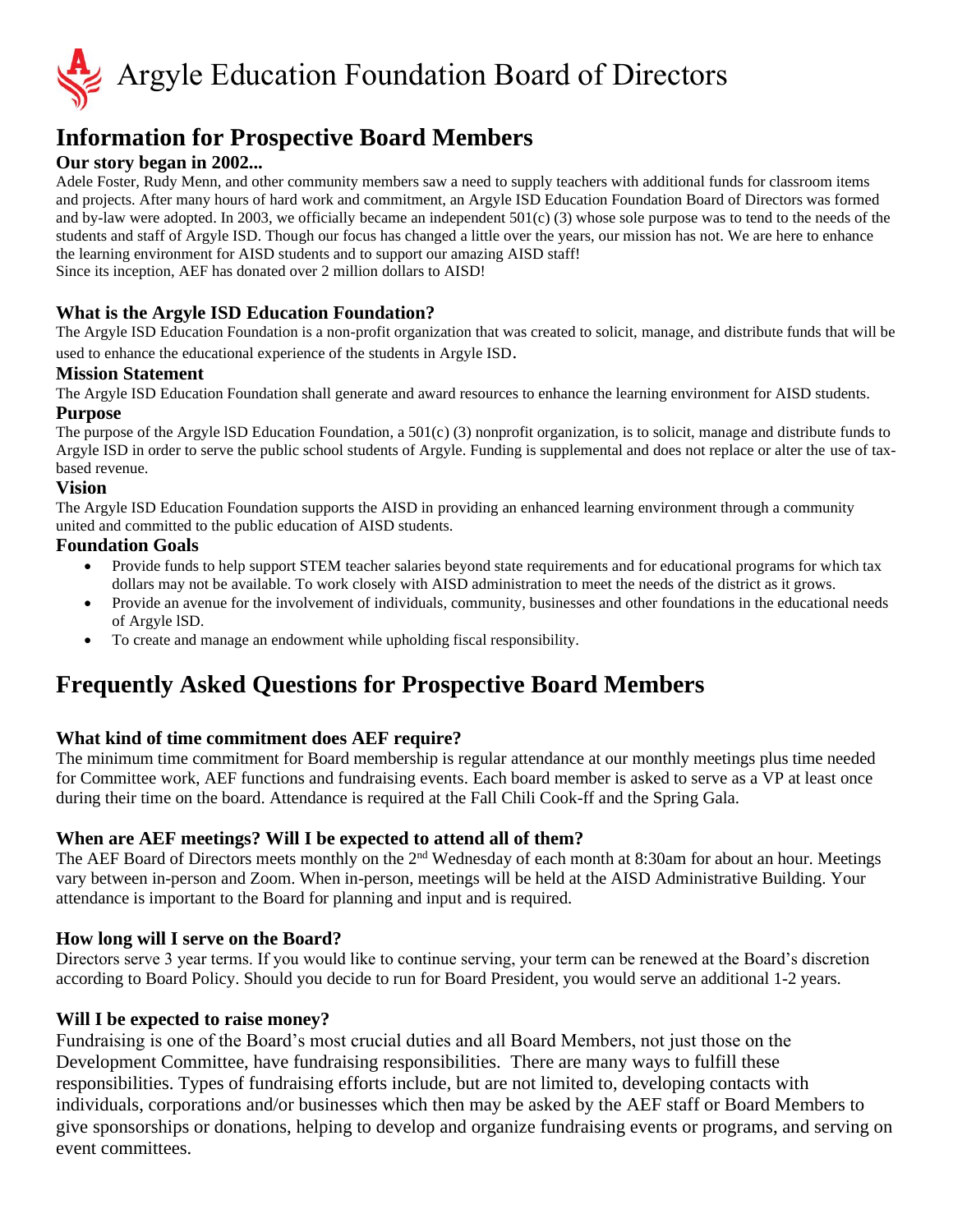# Argyle Education Foundation Board of Directors

## Information for Prospective Board Members

### Our story began in 2002...

Adele Foster, Rudy Menn, and other community members saw a need to supply teachers with additional funds for classroom items and projects. After many hours of hard work and commitment, an Argyle ISD Education Foundation Board of Directors was formed and by-law were adopted. In 2003, we officially became an independent 501(c) (3) whose sole purpose was to tend to the needs of the students and staff of Argyle ISD. Though our focus has changed a little over the years, our mission has not. We are here to enhance the learning environment for AISD students and to support our amazing AISD staff!
Since its inception, AEF has donated over 2 million dollars to AISD!

### What is the Argyle ISD Education Foundation?

The Argyle ISD Education Foundation is a non-profit organization that was created to solicit, manage, and distribute funds that will be used to enhance the educational experience of the students in Argyle ISD.

### Mission Statement

The Argyle ISD Education Foundation shall generate and award resources to enhance the learning environment for AISD students.

### Purpose

The purpose of the Argyle lSD Education Foundation, a 501(c) (3) nonprofit organization, is to solicit, manage and distribute funds to Argyle ISD in order to serve the public school students of Argyle. Funding is supplemental and does not replace or alter the use of tax-based revenue.

### Vision

The Argyle ISD Education Foundation supports the AISD in providing an enhanced learning environment through a community united and committed to the public education of AISD students.

### Foundation Goals

- Provide funds to help support STEM teacher salaries beyond state requirements and for educational programs for which tax dollars may not be available. To work closely with AISD administration to meet the needs of the district as it grows.
- Provide an avenue for the involvement of individuals, community, businesses and other foundations in the educational needs of Argyle lSD.
- To create and manage an endowment while upholding fiscal responsibility.

## Frequently Asked Questions for Prospective Board Members

### What kind of time commitment does AEF require?

The minimum time commitment for Board membership is regular attendance at our monthly meetings plus time needed for Committee work, AEF functions and fundraising events. Each board member is asked to serve as a VP at least once during their time on the board. Attendance is required at the Fall Chili Cook-ff and the Spring Gala.

### When are AEF meetings? Will I be expected to attend all of them?

The AEF Board of Directors meets monthly on the 2nd Wednesday of each month at 8:30am for about an hour. Meetings vary between in-person and Zoom. When in-person, meetings will be held at the AISD Administrative Building. Your attendance is important to the Board for planning and input and is required.

### How long will I serve on the Board?

Directors serve 3 year terms. If you would like to continue serving, your term can be renewed at the Board's discretion according to Board Policy. Should you decide to run for Board President, you would serve an additional 1-2 years.

### Will I be expected to raise money?

Fundraising is one of the Board's most crucial duties and all Board Members, not just those on the Development Committee, have fundraising responsibilities. There are many ways to fulfill these responsibilities. Types of fundraising efforts include, but are not limited to, developing contacts with individuals, corporations and/or businesses which then may be asked by the AEF staff or Board Members to give sponsorships or donations, helping to develop and organize fundraising events or programs, and serving on event committees.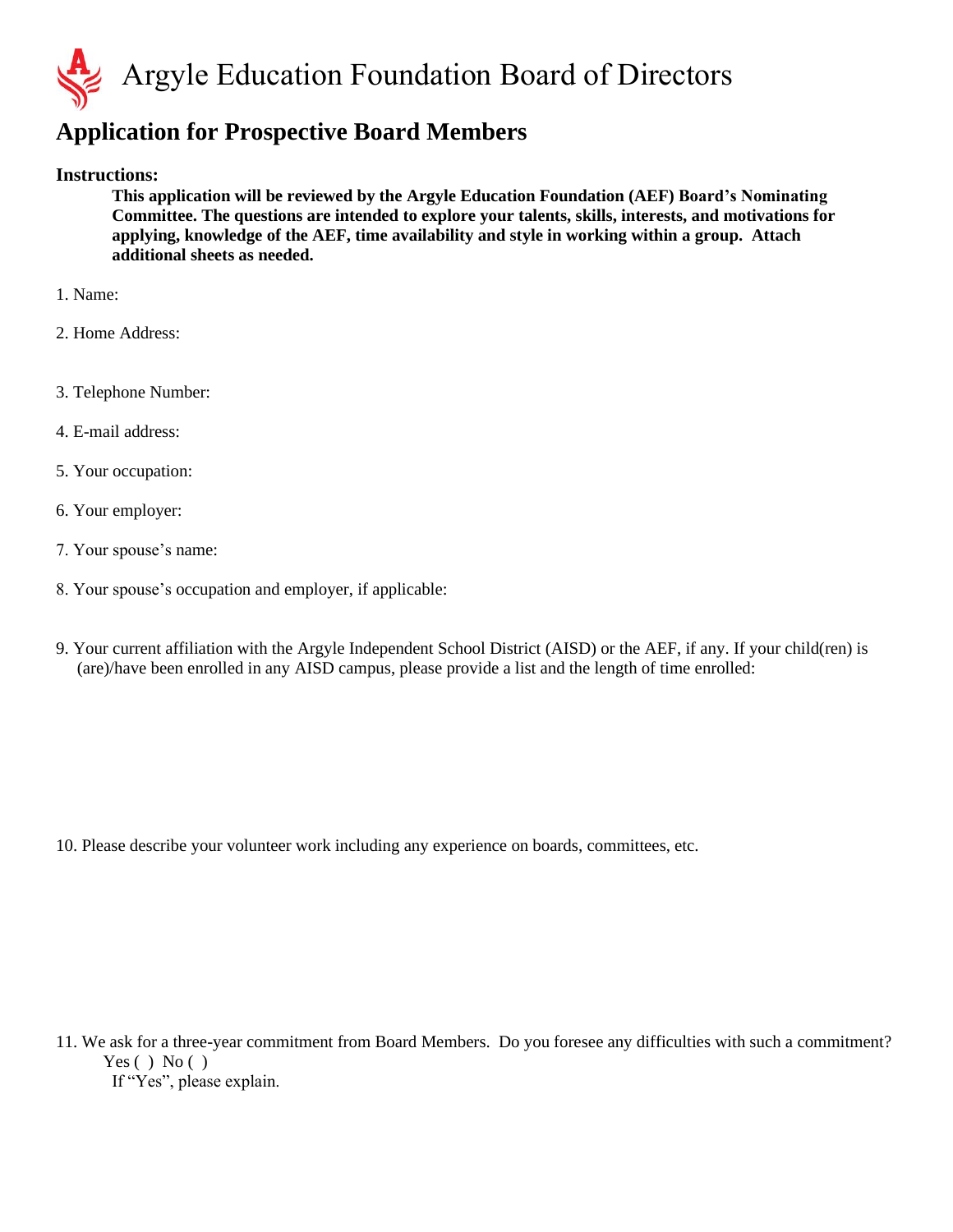# Argyle Education Foundation Board of Directors

## Application for Prospective Board Members

**Instructions:**

> **This application will be reviewed by the Argyle Education Foundation (AEF) Board's Nominating Committee. The questions are intended to explore your talents, skills, interests, and motivations for applying, knowledge of the AEF, time availability and style in working within a group. Attach additional sheets as needed.**

1. Name:

2. Home Address:

3. Telephone Number:

4. E-mail address:

5. Your occupation:

6. Your employer:

7. Your spouse's name:

8. Your spouse's occupation and employer, if applicable:

9. Your current affiliation with the Argyle Independent School District (AISD) or the AEF, if any. If your child(ren) is (are)/have been enrolled in any AISD campus, please provide a list and the length of time enrolled:

10. Please describe your volunteer work including any experience on boards, committees, etc.

11. We ask for a three-year commitment from Board Members. Do you foresee any difficulties with such a commitment?
    Yes ( ) No ( )
    If "Yes", please explain.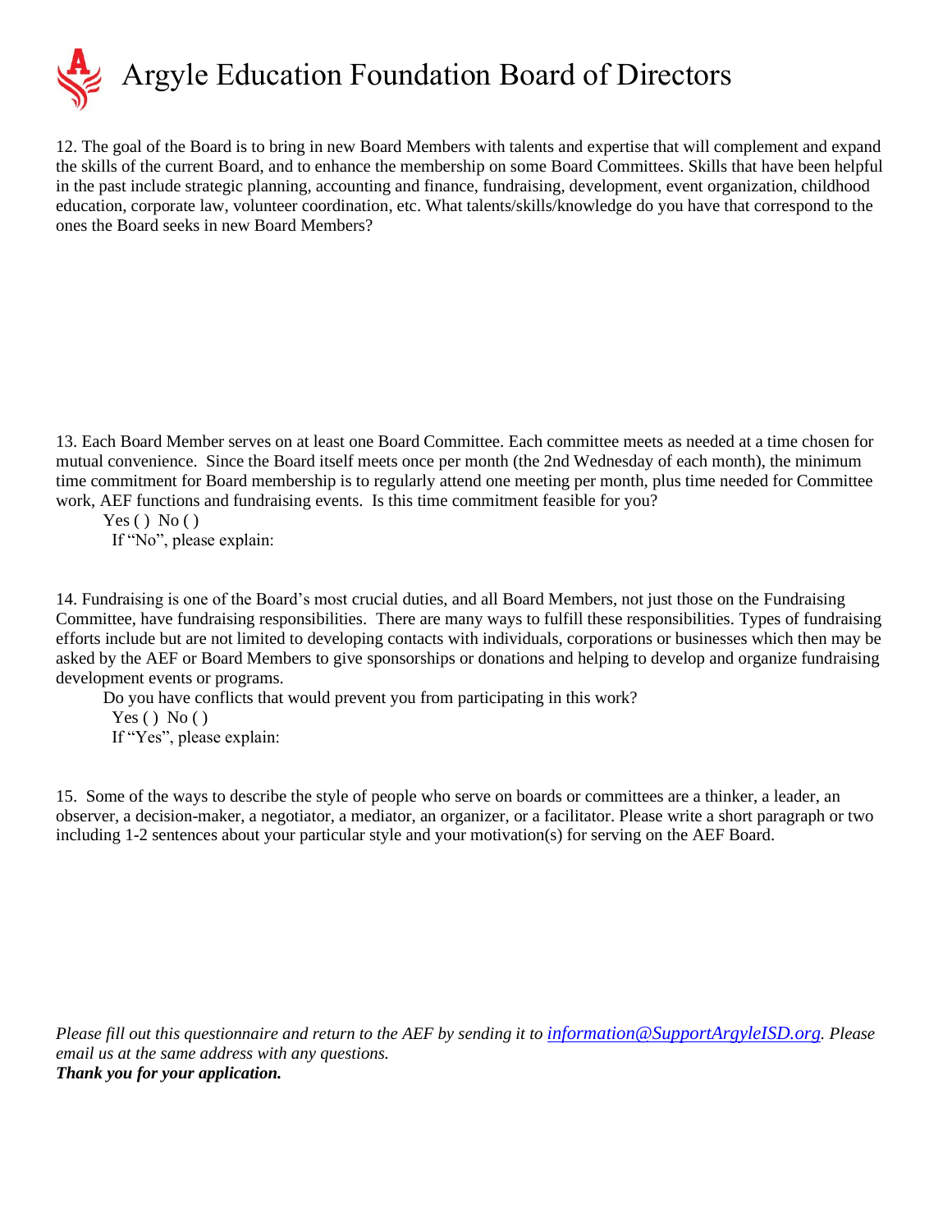# Argyle Education Foundation Board of Directors

12. The goal of the Board is to bring in new Board Members with talents and expertise that will complement and expand the skills of the current Board, and to enhance the membership on some Board Committees. Skills that have been helpful in the past include strategic planning, accounting and finance, fundraising, development, event organization, childhood education, corporate law, volunteer coordination, etc. What talents/skills/knowledge do you have that correspond to the ones the Board seeks in new Board Members?

13. Each Board Member serves on at least one Board Committee. Each committee meets as needed at a time chosen for mutual convenience. Since the Board itself meets once per month (the 2nd Wednesday of each month), the minimum time commitment for Board membership is to regularly attend one meeting per month, plus time needed for Committee work, AEF functions and fundraising events. Is this time commitment feasible for you?

Yes ( ) No ( )

If "No", please explain:

14. Fundraising is one of the Board's most crucial duties, and all Board Members, not just those on the Fundraising Committee, have fundraising responsibilities. There are many ways to fulfill these responsibilities. Types of fundraising efforts include but are not limited to developing contacts with individuals, corporations or businesses which then may be asked by the AEF or Board Members to give sponsorships or donations and helping to develop and organize fundraising development events or programs.

Do you have conflicts that would prevent you from participating in this work?

Yes ( ) No ( )

If "Yes", please explain:

15. Some of the ways to describe the style of people who serve on boards or committees are a thinker, a leader, an observer, a decision-maker, a negotiator, a mediator, an organizer, or a facilitator. Please write a short paragraph or two including 1-2 sentences about your particular style and your motivation(s) for serving on the AEF Board.

*Please fill out this questionnaire and return to the AEF by sending it to [information@SupportArgyleISD.org](mailto:information@SupportArgyleISD.org). Please email us at the same address with any questions.*

***Thank you for your application.***